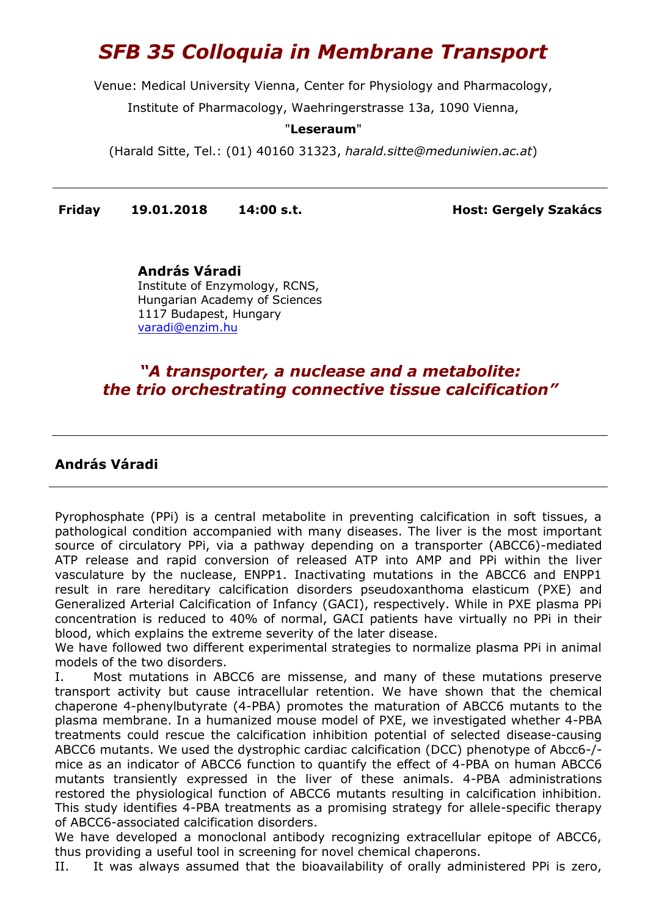# *SFB 35 Colloquia in Membrane Transport*

Venue: Medical University Vienna, Center for Physiology and Pharmacology,

Institute of Pharmacology, Waehringerstrasse 13a, 1090 Vienna,

"**Leseraum**"

(Harald Sitte, Tel.: (01) 40160 31323, *harald.sitte@meduniwien.ac.at*)

---

**Friday 19.01.2018 14:00 s.t. Host: Gergely Szakács**

**András Váradi**
Institute of Enzymology, RCNS,
Hungarian Academy of Sciences
1117 Budapest, Hungary
varadi@enzim.hu

## *"A transporter, a nuclease and a metabolite: the trio orchestrating connective tissue calcification"*

---

**András Váradi**

---

Pyrophosphate (PPi) is a central metabolite in preventing calcification in soft tissues, a pathological condition accompanied with many diseases. The liver is the most important source of circulatory PPi, via a pathway depending on a transporter (ABCC6)-mediated ATP release and rapid conversion of released ATP into AMP and PPi within the liver vasculature by the nuclease, ENPP1. Inactivating mutations in the ABCC6 and ENPP1 result in rare hereditary calcification disorders pseudoxanthoma elasticum (PXE) and Generalized Arterial Calcification of Infancy (GACI), respectively. While in PXE plasma PPi concentration is reduced to 40% of normal, GACI patients have virtually no PPi in their blood, which explains the extreme severity of the later disease.

We have followed two different experimental strategies to normalize plasma PPi in animal models of the two disorders.

I. Most mutations in ABCC6 are missense, and many of these mutations preserve transport activity but cause intracellular retention. We have shown that the chemical chaperone 4-phenylbutyrate (4-PBA) promotes the maturation of ABCC6 mutants to the plasma membrane. In a humanized mouse model of PXE, we investigated whether 4-PBA treatments could rescue the calcification inhibition potential of selected disease-causing ABCC6 mutants. We used the dystrophic cardiac calcification (DCC) phenotype of Abcc6-/- mice as an indicator of ABCC6 function to quantify the effect of 4-PBA on human ABCC6 mutants transiently expressed in the liver of these animals. 4-PBA administrations restored the physiological function of ABCC6 mutants resulting in calcification inhibition. This study identifies 4-PBA treatments as a promising strategy for allele-specific therapy of ABCC6-associated calcification disorders.

We have developed a monoclonal antibody recognizing extracellular epitope of ABCC6, thus providing a useful tool in screening for novel chemical chaperons.

II. It was always assumed that the bioavailability of orally administered PPi is zero,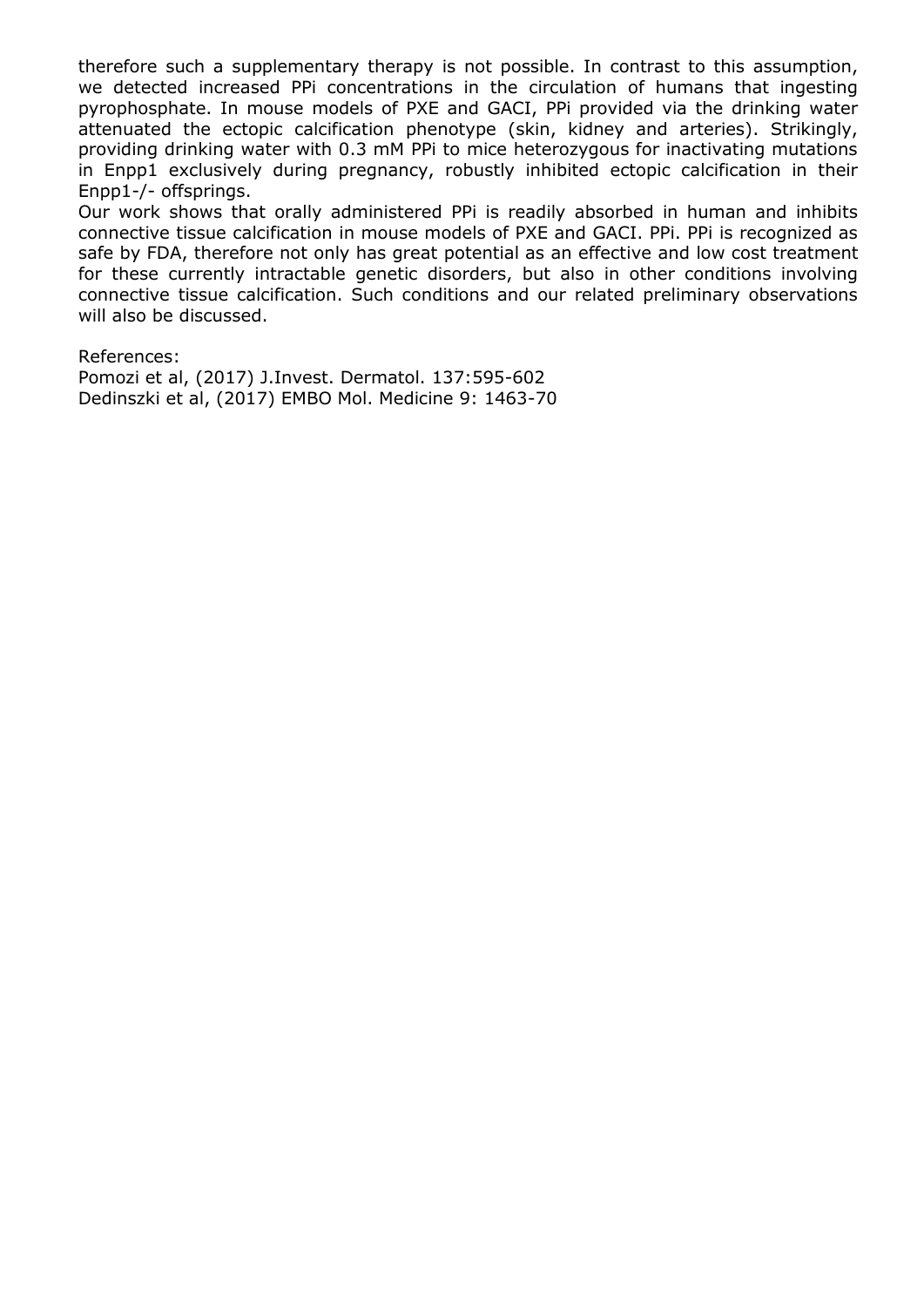therefore such a supplementary therapy is not possible. In contrast to this assumption, we detected increased PPi concentrations in the circulation of humans that ingesting pyrophosphate. In mouse models of PXE and GACI, PPi provided via the drinking water attenuated the ectopic calcification phenotype (skin, kidney and arteries). Strikingly, providing drinking water with 0.3 mM PPi to mice heterozygous for inactivating mutations in Enpp1 exclusively during pregnancy, robustly inhibited ectopic calcification in their Enpp1-/- offsprings.

Our work shows that orally administered PPi is readily absorbed in human and inhibits connective tissue calcification in mouse models of PXE and GACI. PPi. PPi is recognized as safe by FDA, therefore not only has great potential as an effective and low cost treatment for these currently intractable genetic disorders, but also in other conditions involving connective tissue calcification. Such conditions and our related preliminary observations will also be discussed.

References:
Pomozi et al, (2017) J.Invest. Dermatol. 137:595-602
Dedinszki et al, (2017) EMBO Mol. Medicine 9: 1463-70